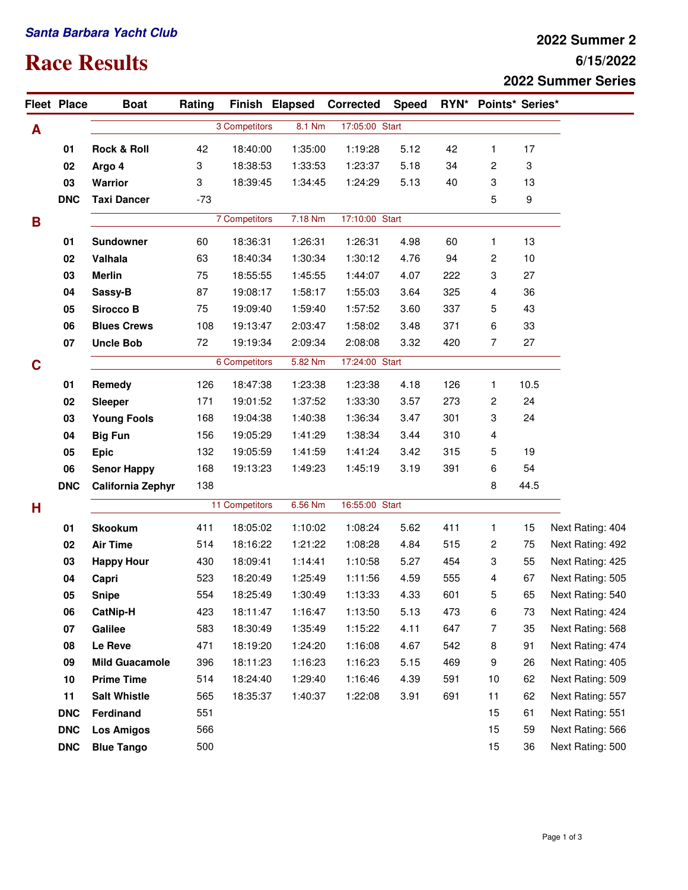*Santa Barbara Yacht Club*

# Race Results

**2022 Summer 2**
**6/15/2022**
**2022 Summer Series**

| Fleet | Place | Boat | Rating | Finish | Elapsed | Corrected | Speed | RYN* | Points* | Series* | |
|---|---|---|---|---|---|---|---|---|---|---|---|
| **A** | | | 3 Competitors | | 8.1 Nm | 17:05:00 Start | | | | | |
| | **01** | **Rock & Roll** | 42 | 18:40:00 | 1:35:00 | 1:19:28 | 5.12 | 42 | 1 | 17 | |
| | **02** | **Argo 4** | 3 | 18:38:53 | 1:33:53 | 1:23:37 | 5.18 | 34 | 2 | 3 | |
| | **03** | **Warrior** | 3 | 18:39:45 | 1:34:45 | 1:24:29 | 5.13 | 40 | 3 | 13 | |
| | **DNC** | **Taxi Dancer** | -73 | | | | | | 5 | 9 | |
| **B** | | | 7 Competitors | | 7.18 Nm | 17:10:00 Start | | | | | |
| | **01** | **Sundowner** | 60 | 18:36:31 | 1:26:31 | 1:26:31 | 4.98 | 60 | 1 | 13 | |
| | **02** | **Valhala** | 63 | 18:40:34 | 1:30:34 | 1:30:12 | 4.76 | 94 | 2 | 10 | |
| | **03** | **Merlin** | 75 | 18:55:55 | 1:45:55 | 1:44:07 | 4.07 | 222 | 3 | 27 | |
| | **04** | **Sassy-B** | 87 | 19:08:17 | 1:58:17 | 1:55:03 | 3.64 | 325 | 4 | 36 | |
| | **05** | **Sirocco B** | 75 | 19:09:40 | 1:59:40 | 1:57:52 | 3.60 | 337 | 5 | 43 | |
| | **06** | **Blues Crews** | 108 | 19:13:47 | 2:03:47 | 1:58:02 | 3.48 | 371 | 6 | 33 | |
| | **07** | **Uncle Bob** | 72 | 19:19:34 | 2:09:34 | 2:08:08 | 3.32 | 420 | 7 | 27 | |
| **C** | | | 6 Competitors | | 5.82 Nm | 17:24:00 Start | | | | | |
| | **01** | **Remedy** | 126 | 18:47:38 | 1:23:38 | 1:23:38 | 4.18 | 126 | 1 | 10.5 | |
| | **02** | **Sleeper** | 171 | 19:01:52 | 1:37:52 | 1:33:30 | 3.57 | 273 | 2 | 24 | |
| | **03** | **Young Fools** | 168 | 19:04:38 | 1:40:38 | 1:36:34 | 3.47 | 301 | 3 | 24 | |
| | **04** | **Big Fun** | 156 | 19:05:29 | 1:41:29 | 1:38:34 | 3.44 | 310 | 4 | | |
| | **05** | **Epic** | 132 | 19:05:59 | 1:41:59 | 1:41:24 | 3.42 | 315 | 5 | 19 | |
| | **06** | **Senor Happy** | 168 | 19:13:23 | 1:49:23 | 1:45:19 | 3.19 | 391 | 6 | 54 | |
| | **DNC** | **California Zephyr** | 138 | | | | | | 8 | 44.5 | |
| **H** | | | 11 Competitors | | 6.56 Nm | 16:55:00 Start | | | | | |
| | **01** | **Skookum** | 411 | 18:05:02 | 1:10:02 | 1:08:24 | 5.62 | 411 | 1 | 15 | Next Rating: 404 |
| | **02** | **Air Time** | 514 | 18:16:22 | 1:21:22 | 1:08:28 | 4.84 | 515 | 2 | 75 | Next Rating: 492 |
| | **03** | **Happy Hour** | 430 | 18:09:41 | 1:14:41 | 1:10:58 | 5.27 | 454 | 3 | 55 | Next Rating: 425 |
| | **04** | **Capri** | 523 | 18:20:49 | 1:25:49 | 1:11:56 | 4.59 | 555 | 4 | 67 | Next Rating: 505 |
| | **05** | **Snipe** | 554 | 18:25:49 | 1:30:49 | 1:13:33 | 4.33 | 601 | 5 | 65 | Next Rating: 540 |
| | **06** | **CatNip-H** | 423 | 18:11:47 | 1:16:47 | 1:13:50 | 5.13 | 473 | 6 | 73 | Next Rating: 424 |
| | **07** | **Galilee** | 583 | 18:30:49 | 1:35:49 | 1:15:22 | 4.11 | 647 | 7 | 35 | Next Rating: 568 |
| | **08** | **Le Reve** | 471 | 18:19:20 | 1:24:20 | 1:16:08 | 4.67 | 542 | 8 | 91 | Next Rating: 474 |
| | **09** | **Mild Guacamole** | 396 | 18:11:23 | 1:16:23 | 1:16:23 | 5.15 | 469 | 9 | 26 | Next Rating: 405 |
| | **10** | **Prime Time** | 514 | 18:24:40 | 1:29:40 | 1:16:46 | 4.39 | 591 | 10 | 62 | Next Rating: 509 |
| | **11** | **Salt Whistle** | 565 | 18:35:37 | 1:40:37 | 1:22:08 | 3.91 | 691 | 11 | 62 | Next Rating: 557 |
| | **DNC** | **Ferdinand** | 551 | | | | | | 15 | 61 | Next Rating: 551 |
| | **DNC** | **Los Amigos** | 566 | | | | | | 15 | 59 | Next Rating: 566 |
| | **DNC** | **Blue Tango** | 500 | | | | | | 15 | 36 | Next Rating: 500 |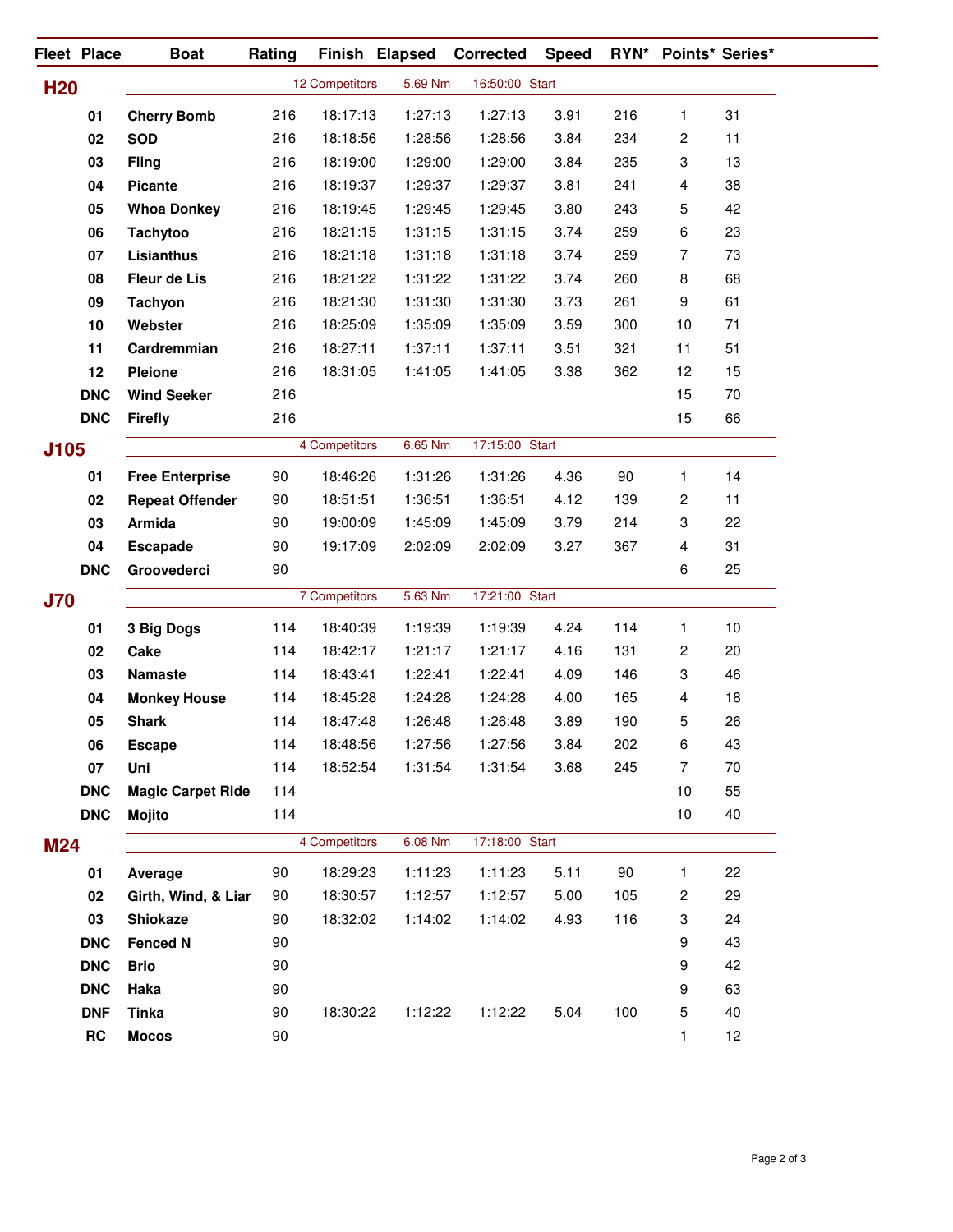| Fleet | Place | Boat | Rating | Finish | Elapsed | Corrected | Speed | RYN* | Points* | Series* |
|---|---|---|---|---|---|---|---|---|---|---|
| **H20** | | 12 Competitors | | 5.69 Nm | | 16:50:00 Start | | | | |
| | 01 | Cherry Bomb | 216 | 18:17:13 | 1:27:13 | 1:27:13 | 3.91 | 216 | 1 | 31 |
| | 02 | SOD | 216 | 18:18:56 | 1:28:56 | 1:28:56 | 3.84 | 234 | 2 | 11 |
| | 03 | Fling | 216 | 18:19:00 | 1:29:00 | 1:29:00 | 3.84 | 235 | 3 | 13 |
| | 04 | Picante | 216 | 18:19:37 | 1:29:37 | 1:29:37 | 3.81 | 241 | 4 | 38 |
| | 05 | Whoa Donkey | 216 | 18:19:45 | 1:29:45 | 1:29:45 | 3.80 | 243 | 5 | 42 |
| | 06 | Tachytoo | 216 | 18:21:15 | 1:31:15 | 1:31:15 | 3.74 | 259 | 6 | 23 |
| | 07 | Lisianthus | 216 | 18:21:18 | 1:31:18 | 1:31:18 | 3.74 | 259 | 7 | 73 |
| | 08 | Fleur de Lis | 216 | 18:21:22 | 1:31:22 | 1:31:22 | 3.74 | 260 | 8 | 68 |
| | 09 | Tachyon | 216 | 18:21:30 | 1:31:30 | 1:31:30 | 3.73 | 261 | 9 | 61 |
| | 10 | Webster | 216 | 18:25:09 | 1:35:09 | 1:35:09 | 3.59 | 300 | 10 | 71 |
| | 11 | Cardremmian | 216 | 18:27:11 | 1:37:11 | 1:37:11 | 3.51 | 321 | 11 | 51 |
| | 12 | Pleione | 216 | 18:31:05 | 1:41:05 | 1:41:05 | 3.38 | 362 | 12 | 15 |
| | DNC | Wind Seeker | 216 | | | | | | 15 | 70 |
| | DNC | Firefly | 216 | | | | | | 15 | 66 |
| **J105** | | 4 Competitors | | 6.65 Nm | | 17:15:00 Start | | | | |
| | 01 | Free Enterprise | 90 | 18:46:26 | 1:31:26 | 1:31:26 | 4.36 | 90 | 1 | 14 |
| | 02 | Repeat Offender | 90 | 18:51:51 | 1:36:51 | 1:36:51 | 4.12 | 139 | 2 | 11 |
| | 03 | Armida | 90 | 19:00:09 | 1:45:09 | 1:45:09 | 3.79 | 214 | 3 | 22 |
| | 04 | Escapade | 90 | 19:17:09 | 2:02:09 | 2:02:09 | 3.27 | 367 | 4 | 31 |
| | DNC | Groovederci | 90 | | | | | | 6 | 25 |
| **J70** | | 7 Competitors | | 5.63 Nm | | 17:21:00 Start | | | | |
| | 01 | 3 Big Dogs | 114 | 18:40:39 | 1:19:39 | 1:19:39 | 4.24 | 114 | 1 | 10 |
| | 02 | Cake | 114 | 18:42:17 | 1:21:17 | 1:21:17 | 4.16 | 131 | 2 | 20 |
| | 03 | Namaste | 114 | 18:43:41 | 1:22:41 | 1:22:41 | 4.09 | 146 | 3 | 46 |
| | 04 | Monkey House | 114 | 18:45:28 | 1:24:28 | 1:24:28 | 4.00 | 165 | 4 | 18 |
| | 05 | Shark | 114 | 18:47:48 | 1:26:48 | 1:26:48 | 3.89 | 190 | 5 | 26 |
| | 06 | Escape | 114 | 18:48:56 | 1:27:56 | 1:27:56 | 3.84 | 202 | 6 | 43 |
| | 07 | Uni | 114 | 18:52:54 | 1:31:54 | 1:31:54 | 3.68 | 245 | 7 | 70 |
| | DNC | Magic Carpet Ride | 114 | | | | | | 10 | 55 |
| | DNC | Mojito | 114 | | | | | | 10 | 40 |
| **M24** | | 4 Competitors | | 6.08 Nm | | 17:18:00 Start | | | | |
| | 01 | Average | 90 | 18:29:23 | 1:11:23 | 1:11:23 | 5.11 | 90 | 1 | 22 |
| | 02 | Girth, Wind, & Liar | 90 | 18:30:57 | 1:12:57 | 1:12:57 | 5.00 | 105 | 2 | 29 |
| | 03 | Shiokaze | 90 | 18:32:02 | 1:14:02 | 1:14:02 | 4.93 | 116 | 3 | 24 |
| | DNC | Fenced N | 90 | | | | | | 9 | 43 |
| | DNC | Brio | 90 | | | | | | 9 | 42 |
| | DNC | Haka | 90 | | | | | | 9 | 63 |
| | DNF | Tinka | 90 | 18:30:22 | 1:12:22 | 1:12:22 | 5.04 | 100 | 5 | 40 |
| | RC | Mocos | 90 | | | | | | 1 | 12 |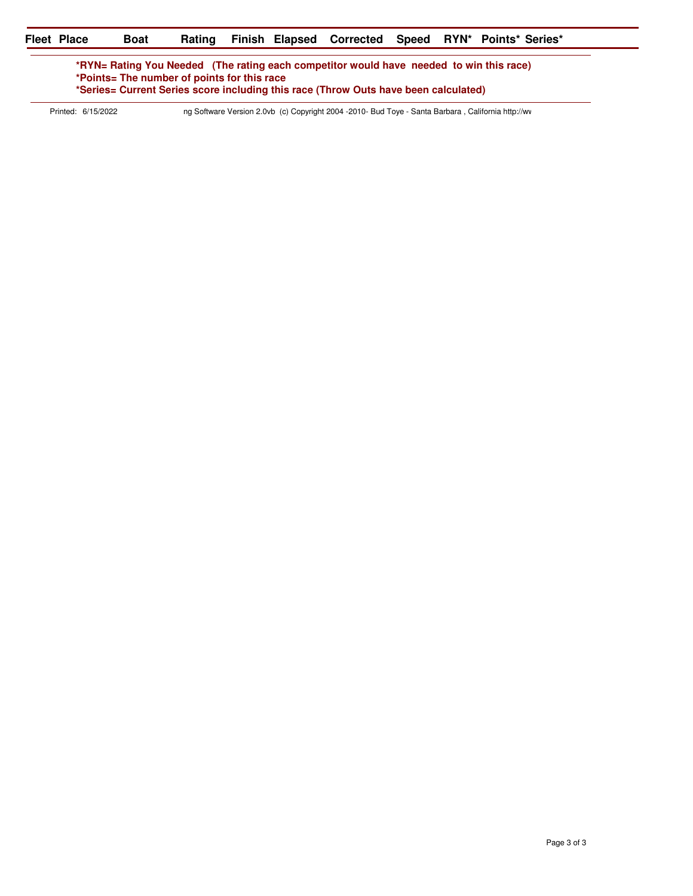| Fleet | Place | Boat | Rating | Finish | Elapsed | Corrected | Speed | RYN* | Points* | Series* |
|---|---|---|---|---|---|---|---|---|---|---|

**\*RYN= Rating You Needed (The rating each competitor would have needed to win this race)**
**\*Points= The number of points for this race**
**\*Series= Current Series score including this race (Throw Outs have been calculated)**

Printed: 6/15/2022 ng Software Version 2.0vb (c) Copyright 2004 -2010- Bud Toye - Santa Barbara , California http://wv